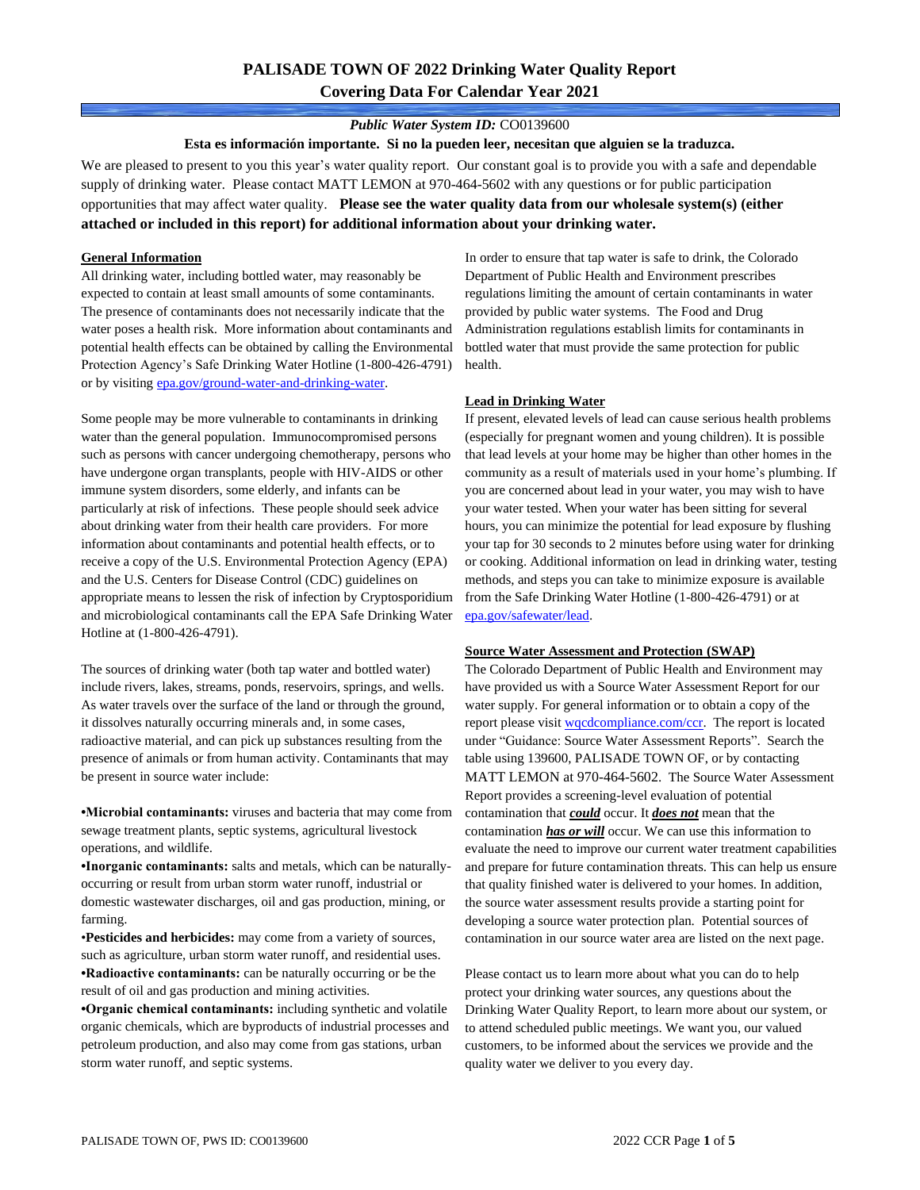# PALISADE TOWN OF 2022 Drinking Water Quality Report
## Covering Data For Calendar Year 2021

***Public Water System ID:*** CO0139600

**Esta es información importante. Si no la pueden leer, necesitan que alguien se la traduzca.**

We are pleased to present to you this year's water quality report. Our constant goal is to provide you with a safe and dependable supply of drinking water. Please contact MATT LEMON at 970-464-5602 with any questions or for public participation opportunities that may affect water quality. **Please see the water quality data from our wholesale system(s) (either attached or included in this report) for additional information about your drinking water.**

### General Information

All drinking water, including bottled water, may reasonably be expected to contain at least small amounts of some contaminants. The presence of contaminants does not necessarily indicate that the water poses a health risk. More information about contaminants and potential health effects can be obtained by calling the Environmental Protection Agency's Safe Drinking Water Hotline (1-800-426-4791) or by visiting epa.gov/ground-water-and-drinking-water.

Some people may be more vulnerable to contaminants in drinking water than the general population. Immunocompromised persons such as persons with cancer undergoing chemotherapy, persons who have undergone organ transplants, people with HIV-AIDS or other immune system disorders, some elderly, and infants can be particularly at risk of infections. These people should seek advice about drinking water from their health care providers. For more information about contaminants and potential health effects, or to receive a copy of the U.S. Environmental Protection Agency (EPA) and the U.S. Centers for Disease Control (CDC) guidelines on appropriate means to lessen the risk of infection by Cryptosporidium and microbiological contaminants call the EPA Safe Drinking Water Hotline at (1-800-426-4791).

The sources of drinking water (both tap water and bottled water) include rivers, lakes, streams, ponds, reservoirs, springs, and wells. As water travels over the surface of the land or through the ground, it dissolves naturally occurring minerals and, in some cases, radioactive material, and can pick up substances resulting from the presence of animals or from human activity. Contaminants that may be present in source water include:

- **Microbial contaminants:** viruses and bacteria that may come from sewage treatment plants, septic systems, agricultural livestock operations, and wildlife.
- **Inorganic contaminants:** salts and metals, which can be naturally-occurring or result from urban storm water runoff, industrial or domestic wastewater discharges, oil and gas production, mining, or farming.
- **Pesticides and herbicides:** may come from a variety of sources, such as agriculture, urban storm water runoff, and residential uses.
- **Radioactive contaminants:** can be naturally occurring or be the result of oil and gas production and mining activities.
- **Organic chemical contaminants:** including synthetic and volatile organic chemicals, which are byproducts of industrial processes and petroleum production, and also may come from gas stations, urban storm water runoff, and septic systems.

In order to ensure that tap water is safe to drink, the Colorado Department of Public Health and Environment prescribes regulations limiting the amount of certain contaminants in water provided by public water systems. The Food and Drug Administration regulations establish limits for contaminants in bottled water that must provide the same protection for public health.

### Lead in Drinking Water

If present, elevated levels of lead can cause serious health problems (especially for pregnant women and young children). It is possible that lead levels at your home may be higher than other homes in the community as a result of materials used in your home's plumbing. If you are concerned about lead in your water, you may wish to have your water tested. When your water has been sitting for several hours, you can minimize the potential for lead exposure by flushing your tap for 30 seconds to 2 minutes before using water for drinking or cooking. Additional information on lead in drinking water, testing methods, and steps you can take to minimize exposure is available from the Safe Drinking Water Hotline (1-800-426-4791) or at epa.gov/safewater/lead.

### Source Water Assessment and Protection (SWAP)

The Colorado Department of Public Health and Environment may have provided us with a Source Water Assessment Report for our water supply. For general information or to obtain a copy of the report please visit wqcdcompliance.com/ccr. The report is located under "Guidance: Source Water Assessment Reports". Search the table using 139600, PALISADE TOWN OF, or by contacting MATT LEMON at 970-464-5602. The Source Water Assessment Report provides a screening-level evaluation of potential contamination that ***could*** occur. It ***does not*** mean that the contamination ***has or will*** occur. We can use this information to evaluate the need to improve our current water treatment capabilities and prepare for future contamination threats. This can help us ensure that quality finished water is delivered to your homes. In addition, the source water assessment results provide a starting point for developing a source water protection plan. Potential sources of contamination in our source water area are listed on the next page.

Please contact us to learn more about what you can do to help protect your drinking water sources, any questions about the Drinking Water Quality Report, to learn more about our system, or to attend scheduled public meetings. We want you, our valued customers, to be informed about the services we provide and the quality water we deliver to you every day.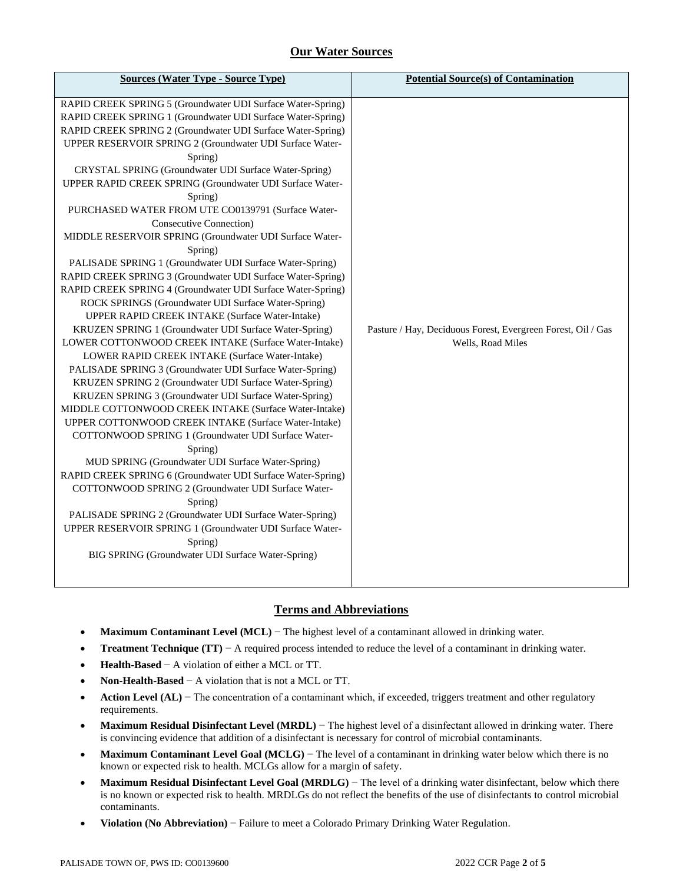## Our Water Sources

| Sources (Water Type - Source Type) | Potential Source(s) of Contamination |
|---|---|
| RAPID CREEK SPRING 5 (Groundwater UDI Surface Water-Spring)<br>RAPID CREEK SPRING 1 (Groundwater UDI Surface Water-Spring)<br>RAPID CREEK SPRING 2 (Groundwater UDI Surface Water-Spring)<br>UPPER RESERVOIR SPRING 2 (Groundwater UDI Surface Water-Spring)<br>CRYSTAL SPRING (Groundwater UDI Surface Water-Spring)<br>UPPER RAPID CREEK SPRING (Groundwater UDI Surface Water-Spring)<br>PURCHASED WATER FROM UTE CO0139791 (Surface Water-Consecutive Connection)<br>MIDDLE RESERVOIR SPRING (Groundwater UDI Surface Water-Spring)<br>PALISADE SPRING 1 (Groundwater UDI Surface Water-Spring)<br>RAPID CREEK SPRING 3 (Groundwater UDI Surface Water-Spring)<br>RAPID CREEK SPRING 4 (Groundwater UDI Surface Water-Spring)<br>ROCK SPRINGS (Groundwater UDI Surface Water-Spring)<br>UPPER RAPID CREEK INTAKE (Surface Water-Intake)<br>KRUZEN SPRING 1 (Groundwater UDI Surface Water-Spring)<br>LOWER COTTONWOOD CREEK INTAKE (Surface Water-Intake)<br>LOWER RAPID CREEK INTAKE (Surface Water-Intake)<br>PALISADE SPRING 3 (Groundwater UDI Surface Water-Spring)<br>KRUZEN SPRING 2 (Groundwater UDI Surface Water-Spring)<br>KRUZEN SPRING 3 (Groundwater UDI Surface Water-Spring)<br>MIDDLE COTTONWOOD CREEK INTAKE (Surface Water-Intake)<br>UPPER COTTONWOOD CREEK INTAKE (Surface Water-Intake)<br>COTTONWOOD SPRING 1 (Groundwater UDI Surface Water-Spring)<br>MUD SPRING (Groundwater UDI Surface Water-Spring)<br>RAPID CREEK SPRING 6 (Groundwater UDI Surface Water-Spring)<br>COTTONWOOD SPRING 2 (Groundwater UDI Surface Water-Spring)<br>PALISADE SPRING 2 (Groundwater UDI Surface Water-Spring)<br>UPPER RESERVOIR SPRING 1 (Groundwater UDI Surface Water-Spring)<br>BIG SPRING (Groundwater UDI Surface Water-Spring) | Pasture / Hay, Deciduous Forest, Evergreen Forest, Oil / Gas Wells, Road Miles |

## Terms and Abbreviations

- **Maximum Contaminant Level (MCL)** − The highest level of a contaminant allowed in drinking water.
- **Treatment Technique (TT)** − A required process intended to reduce the level of a contaminant in drinking water.
- **Health-Based** − A violation of either a MCL or TT.
- **Non-Health-Based** − A violation that is not a MCL or TT.
- **Action Level (AL)** − The concentration of a contaminant which, if exceeded, triggers treatment and other regulatory requirements.
- **Maximum Residual Disinfectant Level (MRDL)** − The highest level of a disinfectant allowed in drinking water. There is convincing evidence that addition of a disinfectant is necessary for control of microbial contaminants.
- **Maximum Contaminant Level Goal (MCLG)** − The level of a contaminant in drinking water below which there is no known or expected risk to health. MCLGs allow for a margin of safety.
- **Maximum Residual Disinfectant Level Goal (MRDLG)** − The level of a drinking water disinfectant, below which there is no known or expected risk to health. MRDLGs do not reflect the benefits of the use of disinfectants to control microbial contaminants.
- **Violation (No Abbreviation)** − Failure to meet a Colorado Primary Drinking Water Regulation.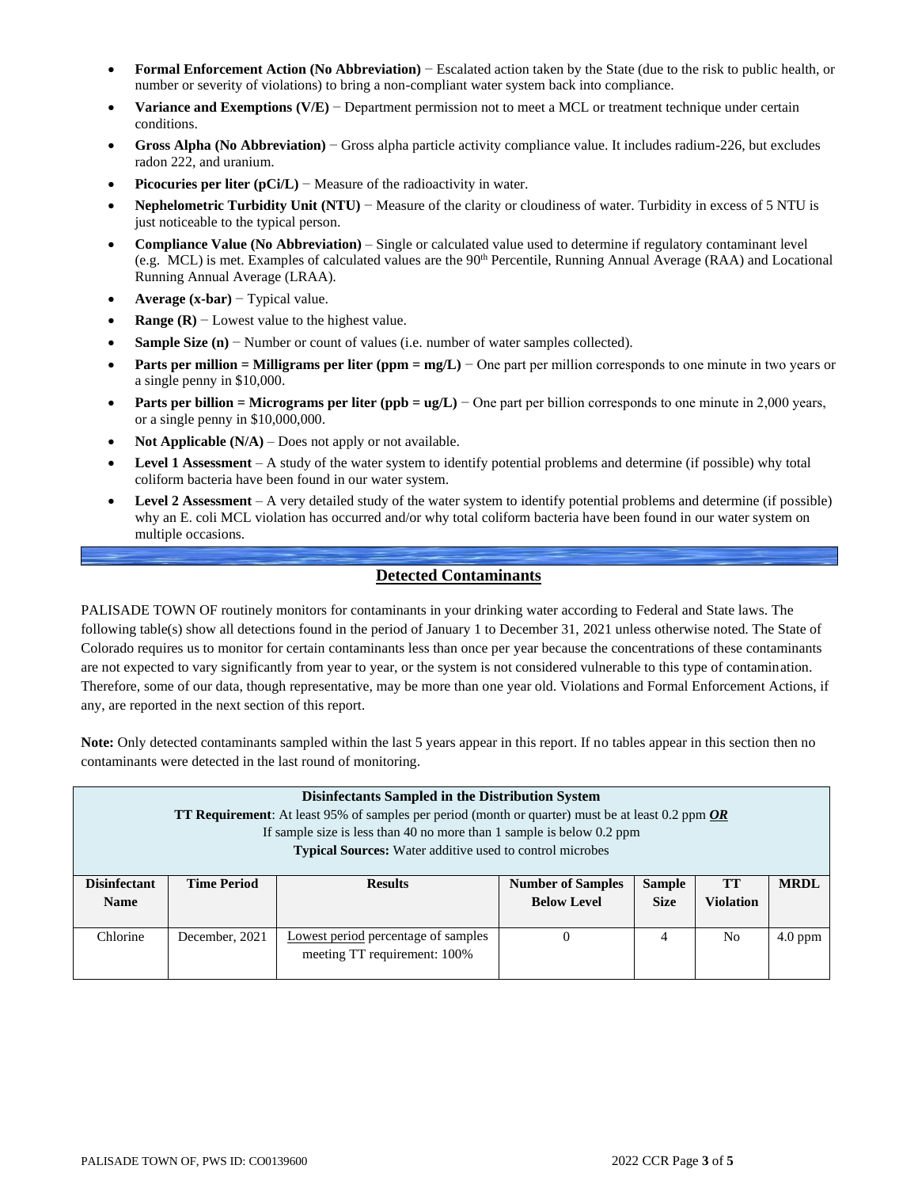- **Formal Enforcement Action (No Abbreviation)** − Escalated action taken by the State (due to the risk to public health, or number or severity of violations) to bring a non-compliant water system back into compliance.
- **Variance and Exemptions (V/E)** − Department permission not to meet a MCL or treatment technique under certain conditions.
- **Gross Alpha (No Abbreviation)** − Gross alpha particle activity compliance value. It includes radium-226, but excludes radon 222, and uranium.
- **Picocuries per liter (pCi/L)** − Measure of the radioactivity in water.
- **Nephelometric Turbidity Unit (NTU)** − Measure of the clarity or cloudiness of water. Turbidity in excess of 5 NTU is just noticeable to the typical person.
- **Compliance Value (No Abbreviation)** – Single or calculated value used to determine if regulatory contaminant level (e.g. MCL) is met. Examples of calculated values are the 90th Percentile, Running Annual Average (RAA) and Locational Running Annual Average (LRAA).
- **Average (x-bar)** − Typical value.
- **Range (R)** − Lowest value to the highest value.
- **Sample Size (n)** − Number or count of values (i.e. number of water samples collected).
- **Parts per million = Milligrams per liter (ppm = mg/L)** − One part per million corresponds to one minute in two years or a single penny in $10,000.
- **Parts per billion = Micrograms per liter (ppb = ug/L)** − One part per billion corresponds to one minute in 2,000 years, or a single penny in $10,000,000.
- **Not Applicable (N/A)** – Does not apply or not available.
- **Level 1 Assessment** – A study of the water system to identify potential problems and determine (if possible) why total coliform bacteria have been found in our water system.
- **Level 2 Assessment** – A very detailed study of the water system to identify potential problems and determine (if possible) why an E. coli MCL violation has occurred and/or why total coliform bacteria have been found in our water system on multiple occasions.

## Detected Contaminants

PALISADE TOWN OF routinely monitors for contaminants in your drinking water according to Federal and State laws. The following table(s) show all detections found in the period of January 1 to December 31, 2021 unless otherwise noted. The State of Colorado requires us to monitor for certain contaminants less than once per year because the concentrations of these contaminants are not expected to vary significantly from year to year, or the system is not considered vulnerable to this type of contamination. Therefore, some of our data, though representative, may be more than one year old. Violations and Formal Enforcement Actions, if any, are reported in the next section of this report.

**Note:** Only detected contaminants sampled within the last 5 years appear in this report. If no tables appear in this section then no contaminants were detected in the last round of monitoring.

**Disinfectants Sampled in the Distribution System**
**TT Requirement**: At least 95% of samples per period (month or quarter) must be at least 0.2 ppm ***OR***
If sample size is less than 40 no more than 1 sample is below 0.2 ppm
**Typical Sources:** Water additive used to control microbes

| Disinfectant Name | Time Period | Results | Number of Samples Below Level | Sample Size | TT Violation | MRDL |
|---|---|---|---|---|---|---|
| Chlorine | December, 2021 | Lowest period percentage of samples meeting TT requirement: 100% | 0 | 4 | No | 4.0 ppm |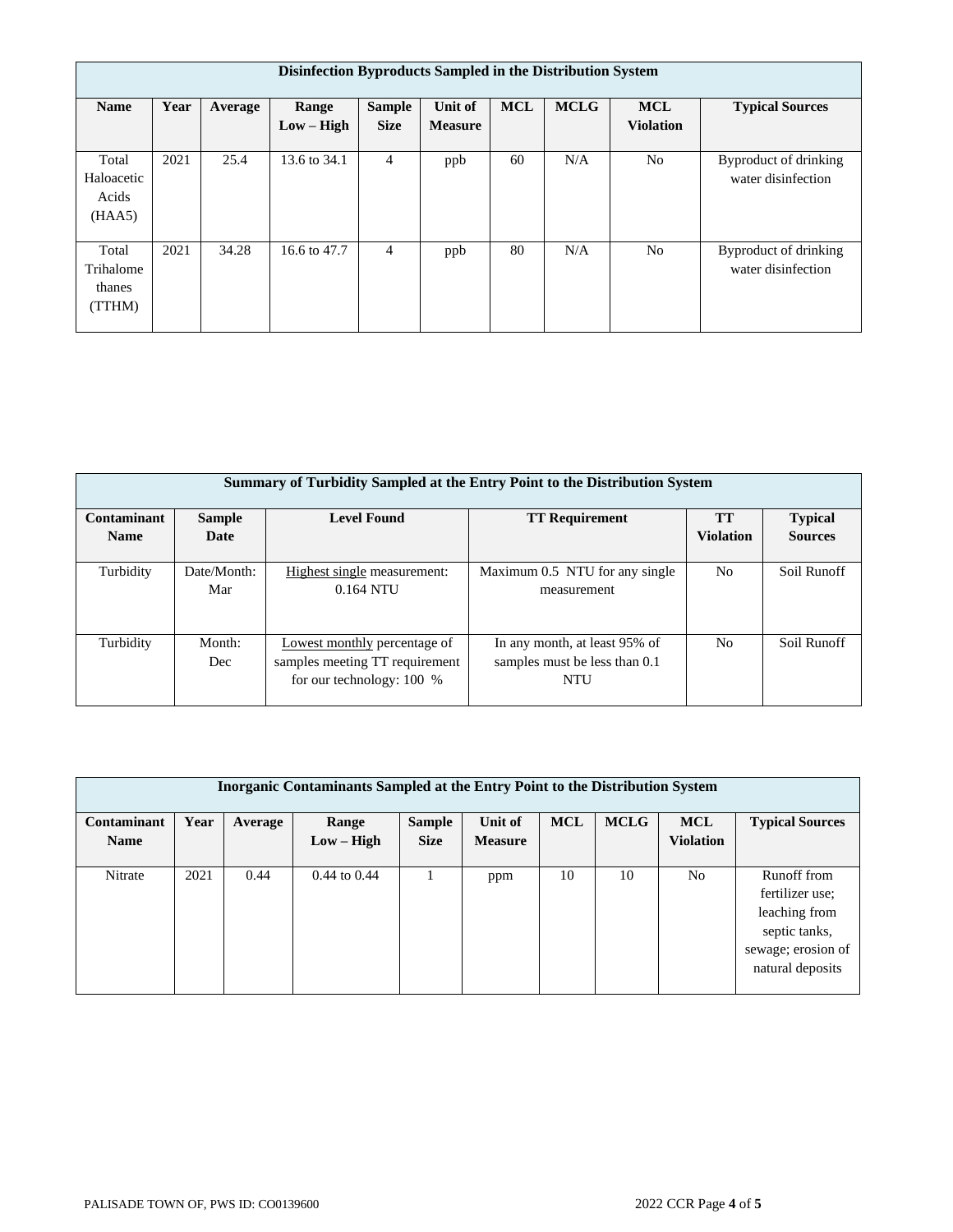| Disinfection Byproducts Sampled in the Distribution System | | | | | | | | | |
|---|---|---|---|---|---|---|---|---|---|
| **Name** | **Year** | **Average** | **Range Low – High** | **Sample Size** | **Unit of Measure** | **MCL** | **MCLG** | **MCL Violation** | **Typical Sources** |
| Total Haloacetic Acids (HAA5) | 2021 | 25.4 | 13.6 to 34.1 | 4 | ppb | 60 | N/A | No | Byproduct of drinking water disinfection |
| Total Trihalomethanes (TTHM) | 2021 | 34.28 | 16.6 to 47.7 | 4 | ppb | 80 | N/A | No | Byproduct of drinking water disinfection |

| Summary of Turbidity Sampled at the Entry Point to the Distribution System | | | | | |
|---|---|---|---|---|---|
| **Contaminant Name** | **Sample Date** | **Level Found** | **TT Requirement** | **TT Violation** | **Typical Sources** |
| Turbidity | Date/Month: Mar | Highest single measurement: 0.164 NTU | Maximum 0.5 NTU for any single measurement | No | Soil Runoff |
| Turbidity | Month: Dec | Lowest monthly percentage of samples meeting TT requirement for our technology: 100 % | In any month, at least 95% of samples must be less than 0.1 NTU | No | Soil Runoff |

| Inorganic Contaminants Sampled at the Entry Point to the Distribution System | | | | | | | | | |
|---|---|---|---|---|---|---|---|---|---|
| **Contaminant Name** | **Year** | **Average** | **Range Low – High** | **Sample Size** | **Unit of Measure** | **MCL** | **MCLG** | **MCL Violation** | **Typical Sources** |
| Nitrate | 2021 | 0.44 | 0.44 to 0.44 | 1 | ppm | 10 | 10 | No | Runoff from fertilizer use; leaching from septic tanks, sewage; erosion of natural deposits |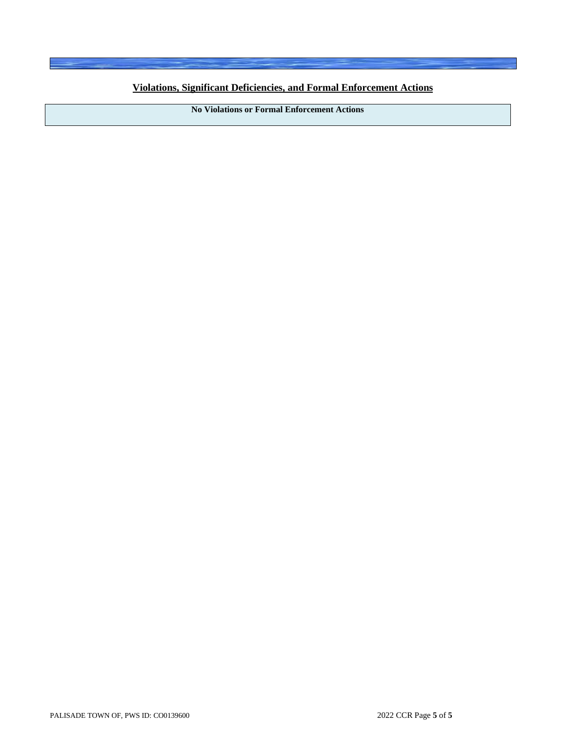## Violations, Significant Deficiencies, and Formal Enforcement Actions

| No Violations or Formal Enforcement Actions |
| --- |